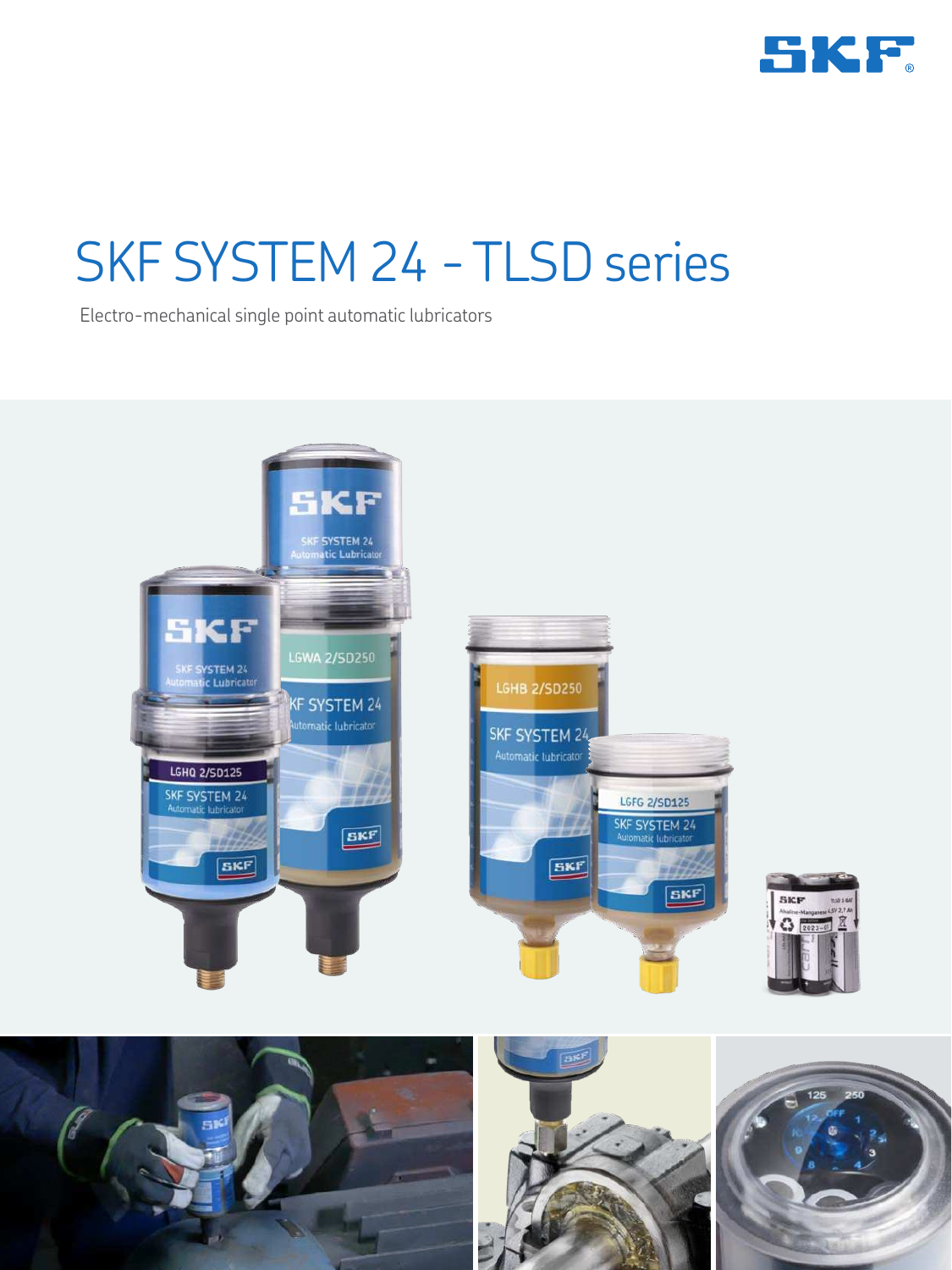# SKF SYSTEM 24 - TLSD series

Electro-mechanical single point automatic lubricators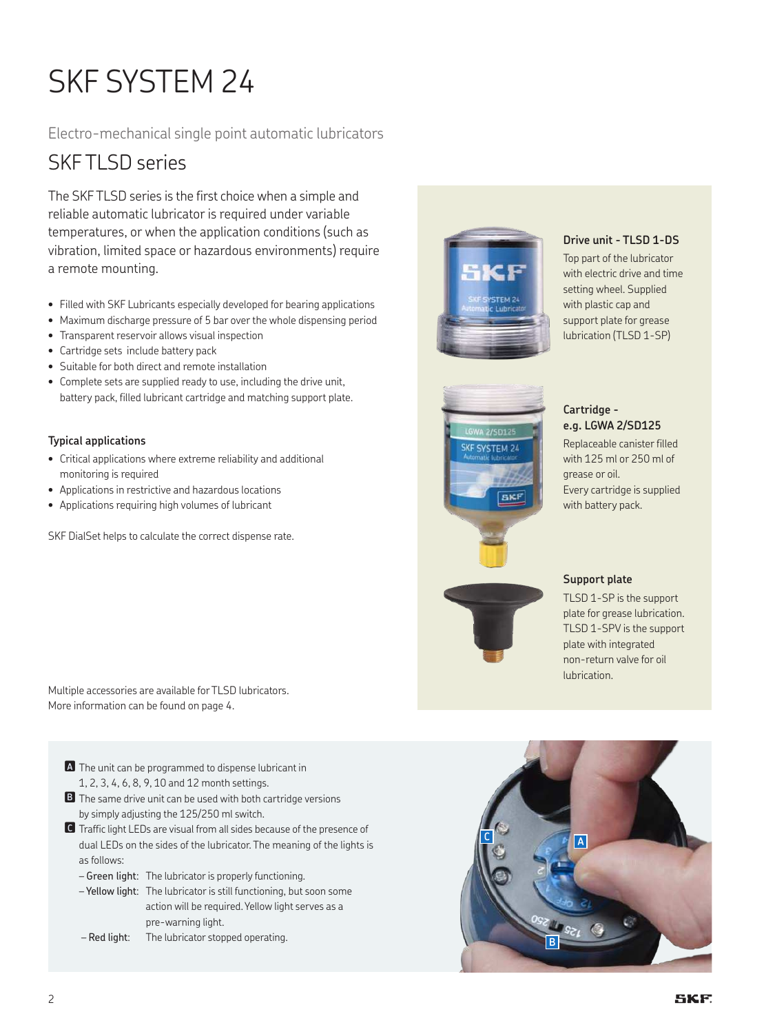# SKF SYSTEM 24

Electro-mechanical single point automatic lubricators

## SKF TLSD series

The SKF TLSD series is the first choice when a simple and reliable automatic lubricator is required under variable temperatures, or when the application conditions (such as vibration, limited space or hazardous environments) require a remote mounting.

- Filled with SKF Lubricants especially developed for bearing applications
- Maximum discharge pressure of 5 bar over the whole dispensing period
- Transparent reservoir allows visual inspection
- Cartridge sets include battery pack
- Suitable for both direct and remote installation
- Complete sets are supplied ready to use, including the drive unit, battery pack, filled lubricant cartridge and matching support plate.

**Typical applications**

- Critical applications where extreme reliability and additional monitoring is required
- Applications in restrictive and hazardous locations
- Applications requiring high volumes of lubricant

SKF DialSet helps to calculate the correct dispense rate.

Multiple accessories are available for TLSD lubricators. More information can be found on page 4.

**Drive unit - TLSD 1-DS**

Top part of the lubricator with electric drive and time setting wheel. Supplied with plastic cap and support plate for grease lubrication (TLSD 1-SP)

**Cartridge - e.g. LGWA 2/SD125**

Replaceable canister filled with 125 ml or 250 ml of grease or oil.
Every cartridge is supplied with battery pack.

**Support plate**

TLSD 1-SP is the support plate for grease lubrication. TLSD 1-SPV is the support plate with integrated non-return valve for oil lubrication.

**A** The unit can be programmed to dispense lubricant in 1, 2, 3, 4, 6, 8, 9, 10 and 12 month settings.

**B** The same drive unit can be used with both cartridge versions by simply adjusting the 125/250 ml switch.

**C** Traffic light LEDs are visual from all sides because of the presence of dual LEDs on the sides of the lubricator. The meaning of the lights is as follows:

- Green light: The lubricator is properly functioning.
- Yellow light: The lubricator is still functioning, but soon some action will be required. Yellow light serves as a pre-warning light.
- Red light: The lubricator stopped operating.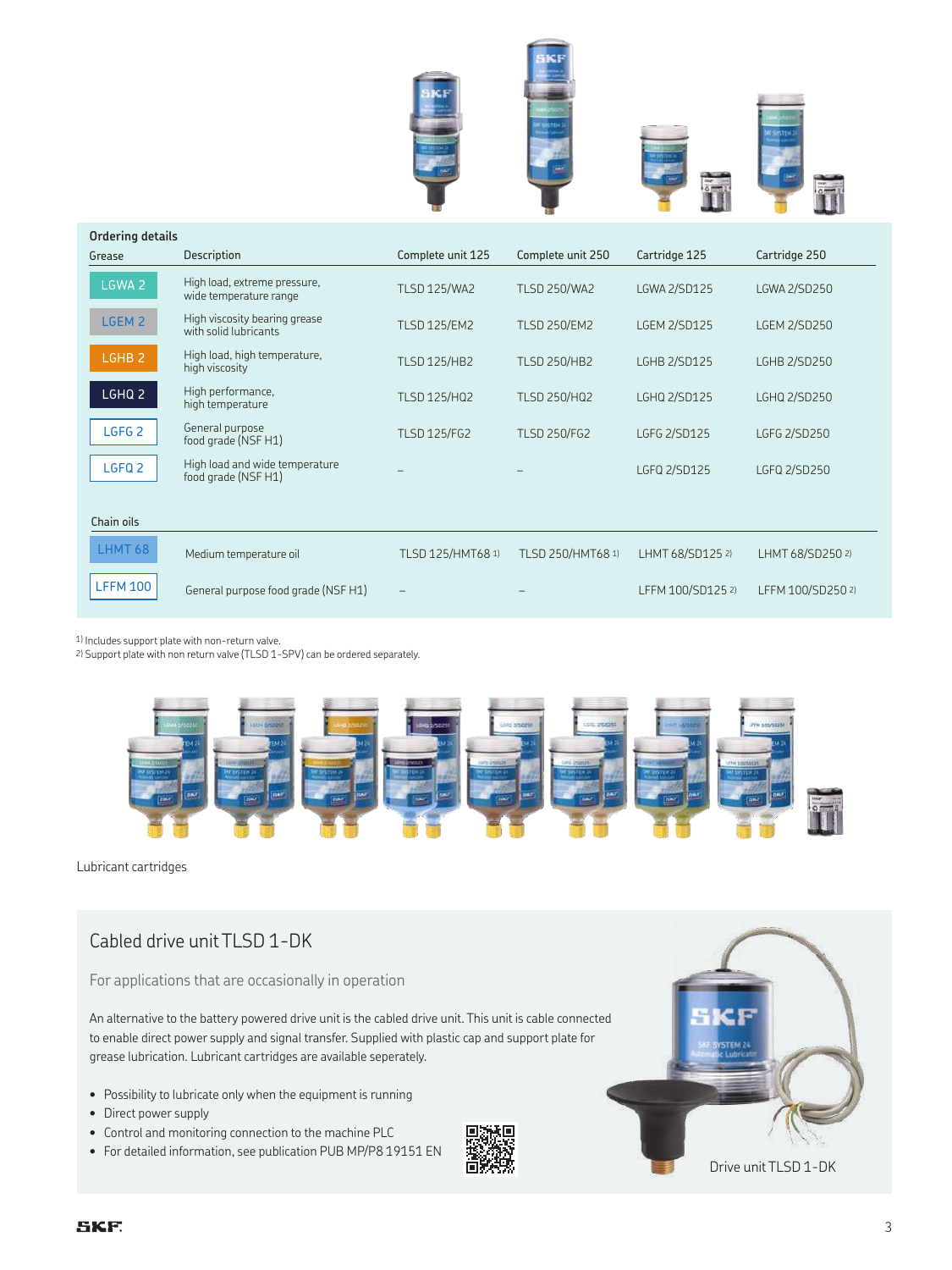## Ordering details

| Grease | Description | Complete unit 125 | Complete unit 250 | Cartridge 125 | Cartridge 250 |
|---|---|---|---|---|---|
| LGWA 2 | High load, extreme pressure, wide temperature range | TLSD 125/WA2 | TLSD 250/WA2 | LGWA 2/SD125 | LGWA 2/SD250 |
| LGEM 2 | High viscosity bearing grease with solid lubricants | TLSD 125/EM2 | TLSD 250/EM2 | LGEM 2/SD125 | LGEM 2/SD250 |
| LGHB 2 | High load, high temperature, high viscosity | TLSD 125/HB2 | TLSD 250/HB2 | LGHB 2/SD125 | LGHB 2/SD250 |
| LGHQ 2 | High performance, high temperature | TLSD 125/HQ2 | TLSD 250/HQ2 | LGHQ 2/SD125 | LGHQ 2/SD250 |
| LGFG 2 | General purpose food grade (NSF H1) | TLSD 125/FG2 | TLSD 250/FG2 | LGFG 2/SD125 | LGFG 2/SD250 |
| LGFQ 2 | High load and wide temperature food grade (NSF H1) | – | – | LGFQ 2/SD125 | LGFQ 2/SD250 |
| **Chain oils** | | | | | |
| LHMT 68 | Medium temperature oil | TLSD 125/HMT68 [1] | TLSD 250/HMT68 [1] | LHMT 68/SD125 [2] | LHMT 68/SD250 [2] |
| LFFM 100 | General purpose food grade (NSF H1) | – | – | LFFM 100/SD125 [2] | LFFM 100/SD250 [2] |

[1] Includes support plate with non-return valve.
[2] Support plate with non return valve (TLSD 1-SPV) can be ordered separately.

Lubricant cartridges

## Cabled drive unit TLSD 1-DK

For applications that are occasionally in operation

An alternative to the battery powered drive unit is the cabled drive unit. This unit is cable connected to enable direct power supply and signal transfer. Supplied with plastic cap and support plate for grease lubrication. Lubricant cartridges are available seperately.

- Possibility to lubricate only when the equipment is running
- Direct power supply
- Control and monitoring connection to the machine PLC
- For detailed information, see publication PUB MP/P8 19151 EN

Drive unit TLSD 1-DK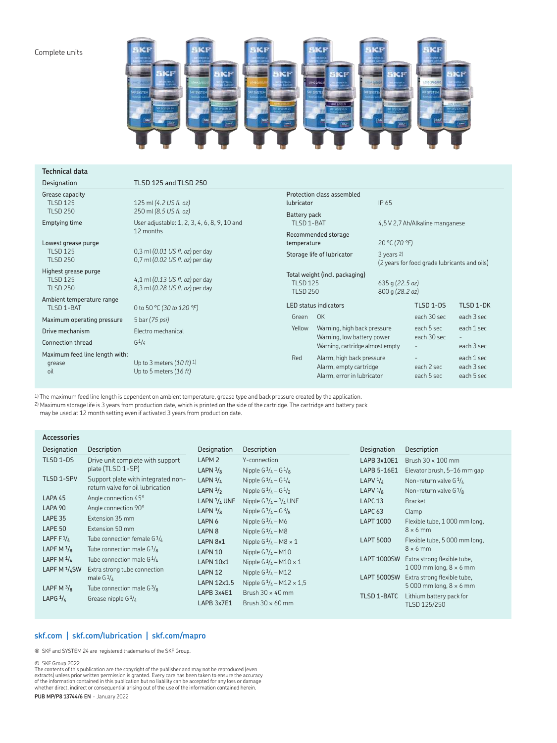Complete units

## Technical data

| Designation | TLSD 125 and TLSD 250 |
|---|---|
| Grease capacity | |
| TLSD 125 | 125 ml (*4.2 US fl. oz*) |
| TLSD 250 | 250 ml (*8.5 US fl. oz*) |
| Emptying time | User adjustable: 1, 2, 3, 4, 6, 8, 9, 10 and 12 months |
| Lowest grease purge | |
| TLSD 125 | 0,3 ml (*0.01 US fl. oz*) per day |
| TLSD 250 | 0,7 ml (*0.02 US fl. oz*) per day |
| Highest grease purge | |
| TLSD 125 | 4,1 ml (*0.13 US fl. oz*) per day |
| TLSD 250 | 8,3 ml (*0.28 US fl. oz*) per day |
| Ambient temperature range | |
| TLSD 1-BAT | 0 to 50 °C (*30 to 120 °F*) |
| Maximum operating pressure | 5 bar (*75 psi*) |
| Drive mechanism | Electro mechanical |
| Connection thread | G1/4 |
| Maximum feed line length with: | |
| grease | Up to 3 meters (*10 ft*) [1] |
| oil | Up to 5 meters (*16 ft*) |

| | |
|---|---|
| Protection class assembled lubricator | IP 65 |
| Battery pack | |
| TLSD 1-BAT | 4,5 V 2,7 Ah/Alkaline manganese |
| Recommended storage temperature | 20 °C (*70 °F*) |
| Storage life of lubricator | 3 years [2] (2 years for food grade lubricants and oils) |
| Total weight (incl. packaging) | |
| TLSD 125 | 635 g (*22.5 oz*) |
| TLSD 250 | 800 g (*28.2 oz*) |

| LED status indicators | | TLSD 1-DS | TLSD 1-DK |
|---|---|---|---|
| Green | OK | each 30 sec | each 3 sec |
| Yellow | Warning, high back pressure | each 5 sec | each 1 sec |
| | Warning, low battery power | each 30 sec | - |
| | Warning, cartridge almost empty | - | each 3 sec |
| Red | Alarm, high back pressure | - | each 1 sec |
| | Alarm, empty cartridge | each 2 sec | each 3 sec |
| | Alarm, error in lubricator | each 5 sec | each 5 sec |

[1] The maximum feed line length is dependent on ambient temperature, grease type and back pressure created by the application.
[2] Maximum storage life is 3 years from production date, which is printed on the side of the cartridge. The cartridge and battery pack may be used at 12 month setting even if activated 3 years from production date.

## Accessories

| Designation | Description |
|---|---|
| TLSD 1-DS | Drive unit complete with support plate (TLSD 1-SP) |
| TLSD 1-SPV | Support plate with integrated non-return valve for oil lubrication |
| LAPA 45 | Angle connection 45° |
| LAPA 90 | Angle connection 90° |
| LAPE 35 | Extension 35 mm |
| LAPE 50 | Extension 50 mm |
| LAPF F 1/4 | Tube connection female G1/4 |
| LAPF M 1/8 | Tube connection male G1/8 |
| LAPF M 1/4 | Tube connection male G1/4 |
| LAPF M 1/4SW | Extra strong tube connection male G1/4 |
| LAPF M 3/8 | Tube connection male G3/8 |
| LAPG 1/4 | Grease nipple G1/4 |
| LAPM 2 | Y-connection |
| LAPN 1/8 | Nipple G1/4 – G1/8 |
| LAPN 1/4 | Nipple G1/4 – G1/4 |
| LAPN 1/2 | Nipple G1/4 – G1/2 |
| LAPN 1/4 UNF | Nipple G1/4 – 1/4 UNF |
| LAPN 3/8 | Nipple G1/4 – G3/8 |
| LAPN 6 | Nipple G1/4 – M6 |
| LAPN 8 | Nipple G1/4 – M8 |
| LAPN 8x1 | Nipple G1/4 – M8 × 1 |
| LAPN 10 | Nipple G1/4 – M10 |
| LAPN 10x1 | Nipple G1/4 – M10 × 1 |
| LAPN 12 | Nipple G1/4 – M12 |
| LAPN 12x1.5 | Nipple G1/4 – M12 × 1,5 |
| LAPB 3x4E1 | Brush 30 × 40 mm |
| LAPB 3x7E1 | Brush 30 × 60 mm |
| LAPB 3x10E1 | Brush 30 × 100 mm |
| LAPB 5-16E1 | Elevator brush, 5–16 mm gap |
| LAPV 1/4 | Non-return valve G1/4 |
| LAPV 1/8 | Non-return valve G1/8 |
| LAPC 13 | Bracket |
| LAPC 63 | Clamp |
| LAPT 1000 | Flexible tube, 1 000 mm long, 8 × 6 mm |
| LAPT 5000 | Flexible tube, 5 000 mm long, 8 × 6 mm |
| LAPT 1000SW | Extra strong flexible tube, 1 000 mm long, 8 × 6 mm |
| LAPT 5000SW | Extra strong flexible tube, 5 000 mm long, 8 × 6 mm |
| TLSD 1-BATC | Lithium battery pack for TLSD 125/250 |

**skf.com | skf.com/lubrication | skf.com/mapro**

® SKF and SYSTEM 24 are registered trademarks of the SKF Group.

© SKF Group 2022
The contents of this publication are the copyright of the publisher and may not be reproduced (even extracts) unless prior written permission is granted. Every care has been taken to ensure the accuracy of the information contained in this publication but no liability can be accepted for any loss or damage whether direct, indirect or consequential arising out of the use of the information contained herein.

**PUB MP/P8 13744/6 EN** · January 2022